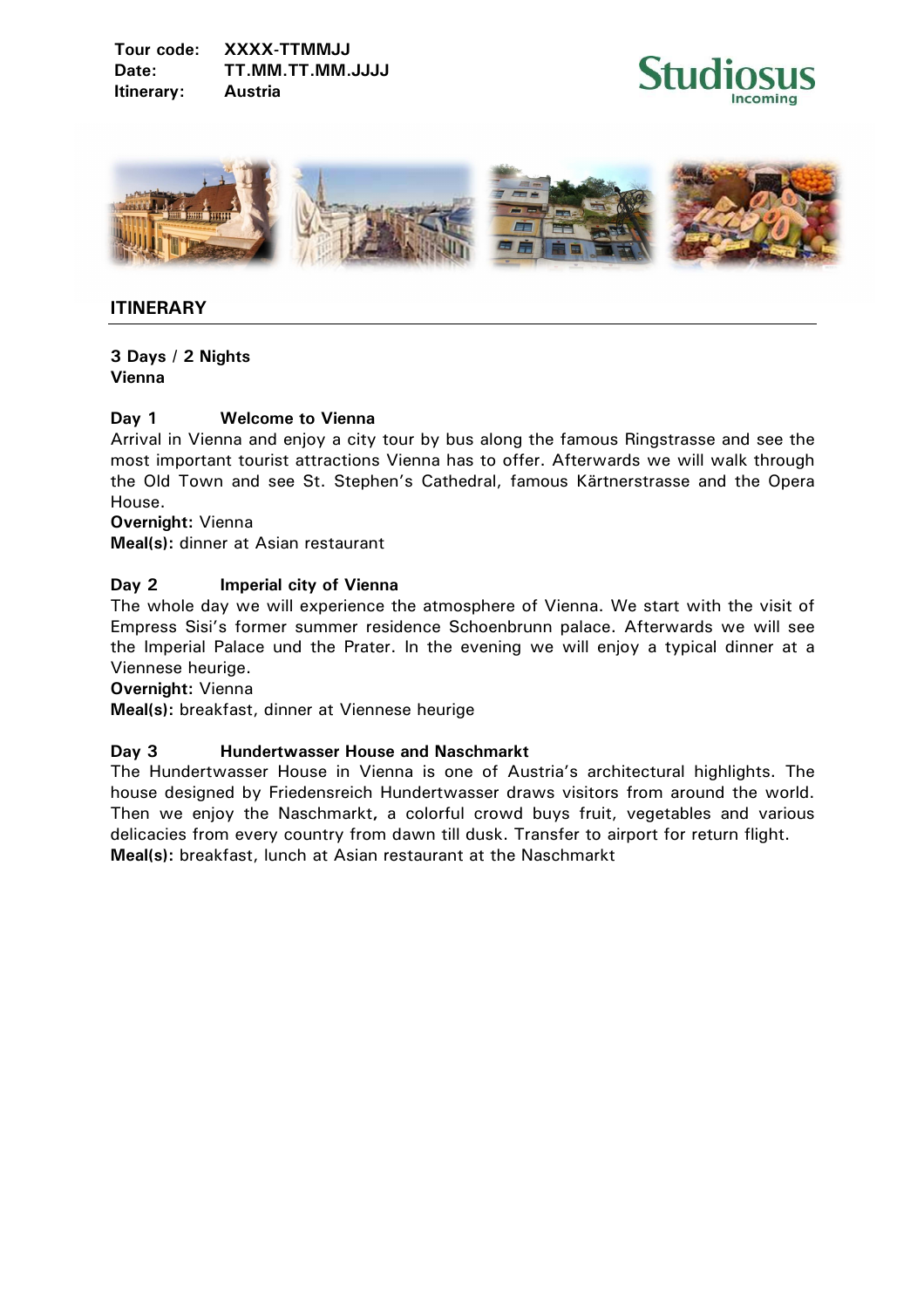**Tour code:** XXXX-TTMMJJ
**Date:** TT.MM.TT.MM.JJJJ
**Itinerary:** Austria

Studiosus
Incoming

## ITINERARY

**3 Days / 2 Nights**
**Vienna**

### Day 1 Welcome to Vienna

Arrival in Vienna and enjoy a city tour by bus along the famous Ringstrasse and see the most important tourist attractions Vienna has to offer. Afterwards we will walk through the Old Town and see St. Stephen's Cathedral, famous Kärtnerstrasse and the Opera House.

**Overnight:** Vienna
**Meal(s):** dinner at Asian restaurant

### Day 2 Imperial city of Vienna

The whole day we will experience the atmosphere of Vienna. We start with the visit of Empress Sisi's former summer residence Schoenbrunn palace. Afterwards we will see the Imperial Palace und the Prater. In the evening we will enjoy a typical dinner at a Viennese heurige.

**Overnight:** Vienna
**Meal(s):** breakfast, dinner at Viennese heurige

### Day 3 Hundertwasser House and Naschmarkt

The Hundertwasser House in Vienna is one of Austria's architectural highlights. The house designed by Friedensreich Hundertwasser draws visitors from around the world. Then we enjoy the Naschmarkt**,** a colorful crowd buys fruit, vegetables and various delicacies from every country from dawn till dusk. Transfer to airport for return flight.

**Meal(s):** breakfast, lunch at Asian restaurant at the Naschmarkt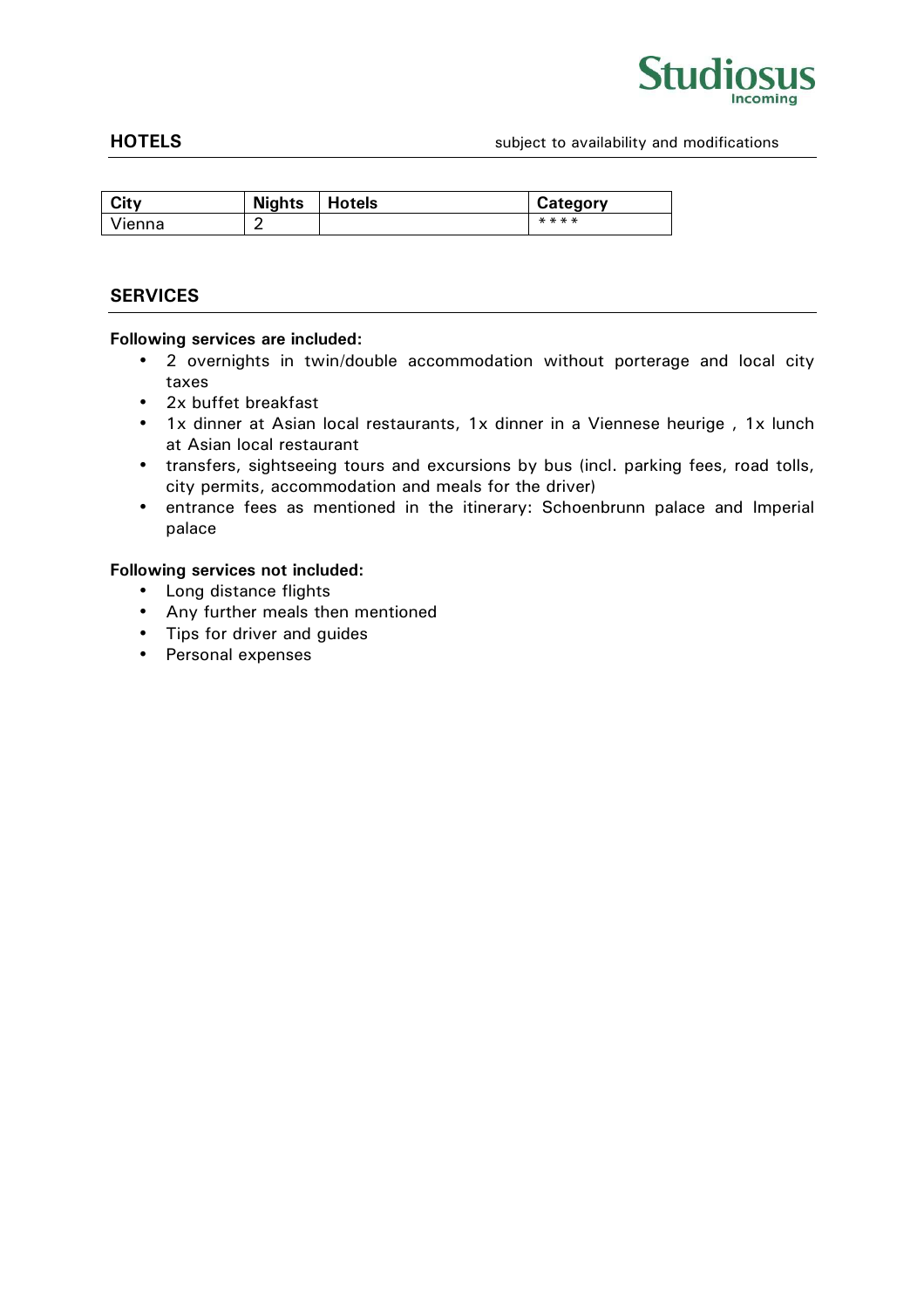## HOTELS

subject to availability and modifications

| City | Nights | Hotels | Category |
|---|---|---|---|
| Vienna | 2 | | **** |

## SERVICES

**Following services are included:**

- 2 overnights in twin/double accommodation without porterage and local city taxes
- 2x buffet breakfast
- 1x dinner at Asian local restaurants, 1x dinner in a Viennese heurige , 1x lunch at Asian local restaurant
- transfers, sightseeing tours and excursions by bus (incl. parking fees, road tolls, city permits, accommodation and meals for the driver)
- entrance fees as mentioned in the itinerary: Schoenbrunn palace and Imperial palace

**Following services not included:**

- Long distance flights
- Any further meals then mentioned
- Tips for driver and guides
- Personal expenses